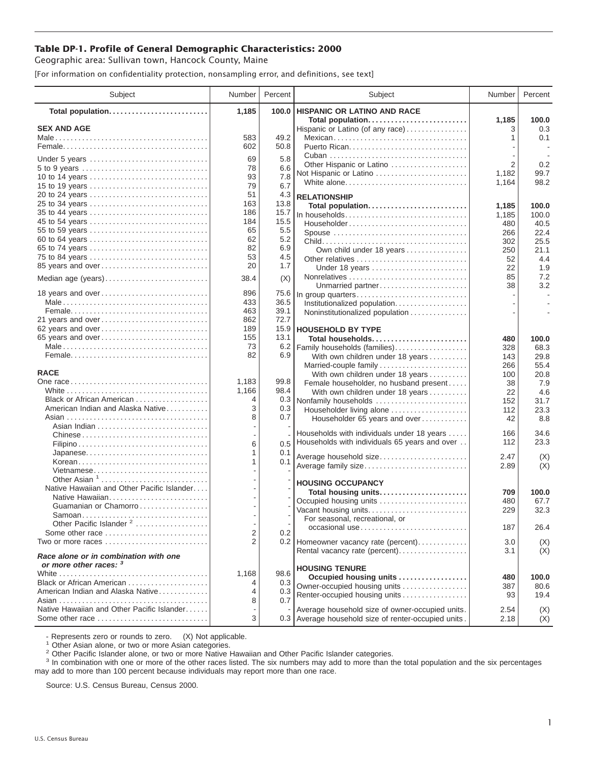**Table DP-1. Profile of General Demographic Characteristics: 2000**

Geographic area: Sullivan town, Hancock County, Maine

[For information on confidentiality protection, nonsampling error, and definitions, see text]

| Subject | Number | Percent |
|---|---|---|
| **Total population** | **1,185** | **100.0** |
| **SEX AND AGE** | | |
| Male | 583 | 49.2 |
| Female | 602 | 50.8 |
| Under 5 years | 69 | 5.8 |
| 5 to 9 years | 78 | 6.6 |
| 10 to 14 years | 93 | 7.8 |
| 15 to 19 years | 79 | 6.7 |
| 20 to 24 years | 51 | 4.3 |
| 25 to 34 years | 163 | 13.8 |
| 35 to 44 years | 186 | 15.7 |
| 45 to 54 years | 184 | 15.5 |
| 55 to 59 years | 65 | 5.5 |
| 60 to 64 years | 62 | 5.2 |
| 65 to 74 years | 82 | 6.9 |
| 75 to 84 years | 53 | 4.5 |
| 85 years and over | 20 | 1.7 |
| Median age (years) | 38.4 | (X) |
| 18 years and over | 896 | 75.6 |
| Male | 433 | 36.5 |
| Female | 463 | 39.1 |
| 21 years and over | 862 | 72.7 |
| 62 years and over | 189 | 15.9 |
| 65 years and over | 155 | 13.1 |
| Male | 73 | 6.2 |
| Female | 82 | 6.9 |
| **RACE** | | |
| One race | 1,183 | 99.8 |
| White | 1,166 | 98.4 |
| Black or African American | 4 | 0.3 |
| American Indian and Alaska Native | 3 | 0.3 |
| Asian | 8 | 0.7 |
| Asian Indian | - | - |
| Chinese | - | - |
| Filipino | 6 | 0.5 |
| Japanese | 1 | 0.1 |
| Korean | 1 | 0.1 |
| Vietnamese | - | - |
| Other Asian [1] | - | - |
| Native Hawaiian and Other Pacific Islander | - | - |
| Native Hawaiian | - | - |
| Guamanian or Chamorro | - | - |
| Samoan | - | - |
| Other Pacific Islander [2] | - | - |
| Some other race | 2 | 0.2 |
| Two or more races | 2 | 0.2 |
| ***Race alone or in combination with one or more other races:*** [3] | | |
| White | 1,168 | 98.6 |
| Black or African American | 4 | 0.3 |
| American Indian and Alaska Native | 4 | 0.3 |
| Asian | 8 | 0.7 |
| Native Hawaiian and Other Pacific Islander | - | - |
| Some other race | 3 | 0.3 |
| **HISPANIC OR LATINO AND RACE** | | |
| **Total population** | **1,185** | **100.0** |
| Hispanic or Latino (of any race) | 3 | 0.3 |
| Mexican | 1 | 0.1 |
| Puerto Rican | - | - |
| Cuban | - | - |
| Other Hispanic or Latino | 2 | 0.2 |
| Not Hispanic or Latino | 1,182 | 99.7 |
| White alone | 1,164 | 98.2 |
| **RELATIONSHIP** | | |
| **Total population** | **1,185** | **100.0** |
| In households | 1,185 | 100.0 |
| Householder | 480 | 40.5 |
| Spouse | 266 | 22.4 |
| Child | 302 | 25.5 |
| Own child under 18 years | 250 | 21.1 |
| Other relatives | 52 | 4.4 |
| Under 18 years | 22 | 1.9 |
| Nonrelatives | 85 | 7.2 |
| Unmarried partner | 38 | 3.2 |
| In group quarters | - | - |
| Institutionalized population | - | - |
| Noninstitutionalized population | - | - |
| **HOUSEHOLD BY TYPE** | | |
| **Total households** | **480** | **100.0** |
| Family households (families) | 328 | 68.3 |
| With own children under 18 years | 143 | 29.8 |
| Married-couple family | 266 | 55.4 |
| With own children under 18 years | 100 | 20.8 |
| Female householder, no husband present | 38 | 7.9 |
| With own children under 18 years | 22 | 4.6 |
| Nonfamily households | 152 | 31.7 |
| Householder living alone | 112 | 23.3 |
| Householder 65 years and over | 42 | 8.8 |
| Households with individuals under 18 years | 166 | 34.6 |
| Households with individuals 65 years and over | 112 | 23.3 |
| Average household size | 2.47 | (X) |
| Average family size | 2.89 | (X) |
| **HOUSING OCCUPANCY** | | |
| **Total housing units** | **709** | **100.0** |
| Occupied housing units | 480 | 67.7 |
| Vacant housing units | 229 | 32.3 |
| For seasonal, recreational, or occasional use | 187 | 26.4 |
| Homeowner vacancy rate (percent) | 3.0 | (X) |
| Rental vacancy rate (percent) | 3.1 | (X) |
| **HOUSING TENURE** | | |
| **Occupied housing units** | **480** | **100.0** |
| Owner-occupied housing units | 387 | 80.6 |
| Renter-occupied housing units | 93 | 19.4 |
| Average household size of owner-occupied units | 2.54 | (X) |
| Average household size of renter-occupied units | 2.18 | (X) |

- Represents zero or rounds to zero. (X) Not applicable.

[1] Other Asian alone, or two or more Asian categories.

[2] Other Pacific Islander alone, or two or more Native Hawaiian and Other Pacific Islander categories.

[3] In combination with one or more of the other races listed. The six numbers may add to more than the total population and the six percentages may add to more than 100 percent because individuals may report more than one race.

Source: U.S. Census Bureau, Census 2000.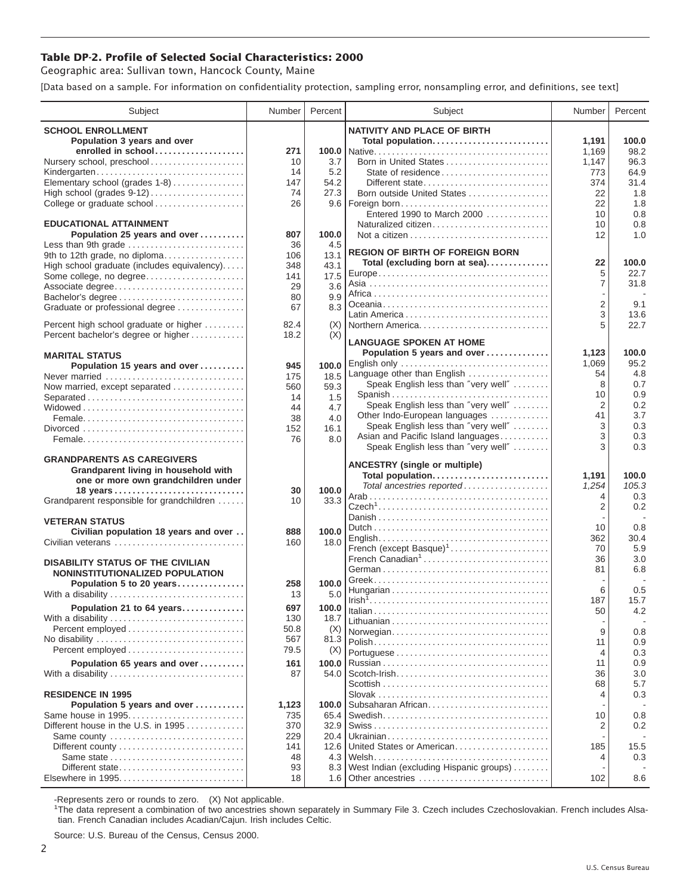# Table DP-2. Profile of Selected Social Characteristics: 2000

Geographic area: Sullivan town, Hancock County, Maine

[Data based on a sample. For information on confidentiality protection, sampling error, nonsampling error, and definitions, see text]

| Subject | Number | Percent |
|---|---|---|
| **SCHOOL ENROLLMENT** | | |
| **Population 3 years and over enrolled in school** | **271** | **100.0** |
| Nursery school, preschool | 10 | 3.7 |
| Kindergarten | 14 | 5.2 |
| Elementary school (grades 1-8) | 147 | 54.2 |
| High school (grades 9-12) | 74 | 27.3 |
| College or graduate school | 26 | 9.6 |
| **EDUCATIONAL ATTAINMENT** | | |
| **Population 25 years and over** | **807** | **100.0** |
| Less than 9th grade | 36 | 4.5 |
| 9th to 12th grade, no diploma | 106 | 13.1 |
| High school graduate (includes equivalency) | 348 | 43.1 |
| Some college, no degree | 141 | 17.5 |
| Associate degree | 29 | 3.6 |
| Bachelor's degree | 80 | 9.9 |
| Graduate or professional degree | 67 | 8.3 |
| Percent high school graduate or higher | 82.4 | (X) |
| Percent bachelor's degree or higher | 18.2 | (X) |
| **MARITAL STATUS** | | |
| **Population 15 years and over** | **945** | **100.0** |
| Never married | 175 | 18.5 |
| Now married, except separated | 560 | 59.3 |
| Separated | 14 | 1.5 |
| Widowed | 44 | 4.7 |
| Female | 38 | 4.0 |
| Divorced | 152 | 16.1 |
| Female | 76 | 8.0 |
| **GRANDPARENTS AS CAREGIVERS** | | |
| **Grandparent living in household with one or more own grandchildren under 18 years** | **30** | **100.0** |
| Grandparent responsible for grandchildren | 10 | 33.3 |
| **VETERAN STATUS** | | |
| **Civilian population 18 years and over** | **888** | **100.0** |
| Civilian veterans | 160 | 18.0 |
| **DISABILITY STATUS OF THE CIVILIAN NONINSTITUTIONALIZED POPULATION** | | |
| **Population 5 to 20 years** | **258** | **100.0** |
| With a disability | 13 | 5.0 |
| **Population 21 to 64 years** | **697** | **100.0** |
| With a disability | 130 | 18.7 |
| Percent employed | 50.8 | (X) |
| No disability | 567 | 81.3 |
| Percent employed | 79.5 | (X) |
| **Population 65 years and over** | **161** | **100.0** |
| With a disability | 87 | 54.0 |
| **RESIDENCE IN 1995** | | |
| **Population 5 years and over** | **1,123** | **100.0** |
| Same house in 1995 | 735 | 65.4 |
| Different house in the U.S. in 1995 | 370 | 32.9 |
| Same county | 229 | 20.4 |
| Different county | 141 | 12.6 |
| Same state | 48 | 4.3 |
| Different state | 93 | 8.3 |
| Elsewhere in 1995 | 18 | 1.6 |

| Subject | Number | Percent |
|---|---|---|
| **NATIVITY AND PLACE OF BIRTH** | | |
| **Total population** | **1,191** | **100.0** |
| Native | 1,169 | 98.2 |
| Born in United States | 1,147 | 96.3 |
| State of residence | 773 | 64.9 |
| Different state | 374 | 31.4 |
| Born outside United States | 22 | 1.8 |
| Foreign born | 22 | 1.8 |
| Entered 1990 to March 2000 | 10 | 0.8 |
| Naturalized citizen | 10 | 0.8 |
| Not a citizen | 12 | 1.0 |
| **REGION OF BIRTH OF FOREIGN BORN** | | |
| **Total (excluding born at sea)** | **22** | **100.0** |
| Europe | 5 | 22.7 |
| Asia | 7 | 31.8 |
| Africa | - | - |
| Oceania | 2 | 9.1 |
| Latin America | 3 | 13.6 |
| Northern America | 5 | 22.7 |
| **LANGUAGE SPOKEN AT HOME** | | |
| **Population 5 years and over** | **1,123** | **100.0** |
| English only | 1,069 | 95.2 |
| Language other than English | 54 | 4.8 |
| Speak English less than "very well" | 8 | 0.7 |
| Spanish | 10 | 0.9 |
| Speak English less than "very well" | 2 | 0.2 |
| Other Indo-European languages | 41 | 3.7 |
| Speak English less than "very well" | 3 | 0.3 |
| Asian and Pacific Island languages | 3 | 0.3 |
| Speak English less than "very well" | 3 | 0.3 |
| **ANCESTRY (single or multiple)** | | |
| **Total population** | **1,191** | **100.0** |
| *Total ancestries reported* | *1,254* | *105.3* |
| Arab | 4 | 0.3 |
| Czech[1] | 2 | 0.2 |
| Danish | - | - |
| Dutch | 10 | 0.8 |
| English | 362 | 30.4 |
| French (except Basque)[1] | 70 | 5.9 |
| French Canadian[1] | 36 | 3.0 |
| German | 81 | 6.8 |
| Greek | - | - |
| Hungarian | 6 | 0.5 |
| Irish[1] | 187 | 15.7 |
| Italian | 50 | 4.2 |
| Lithuanian | - | - |
| Norwegian | 9 | 0.8 |
| Polish | 11 | 0.9 |
| Portuguese | 4 | 0.3 |
| Russian | 11 | 0.9 |
| Scotch-Irish | 36 | 3.0 |
| Scottish | 68 | 5.7 |
| Slovak | 4 | 0.3 |
| Subsaharan African | - | - |
| Swedish | 10 | 0.8 |
| Swiss | 2 | 0.2 |
| Ukrainian | - | - |
| United States or American | 185 | 15.5 |
| Welsh | 4 | 0.3 |
| West Indian (excluding Hispanic groups) | - | - |
| Other ancestries | 102 | 8.6 |

-Represents zero or rounds to zero. (X) Not applicable.

[1]The data represent a combination of two ancestries shown separately in Summary File 3. Czech includes Czechoslovakian. French includes Alsatian. French Canadian includes Acadian/Cajun. Irish includes Celtic.

Source: U.S. Bureau of the Census, Census 2000.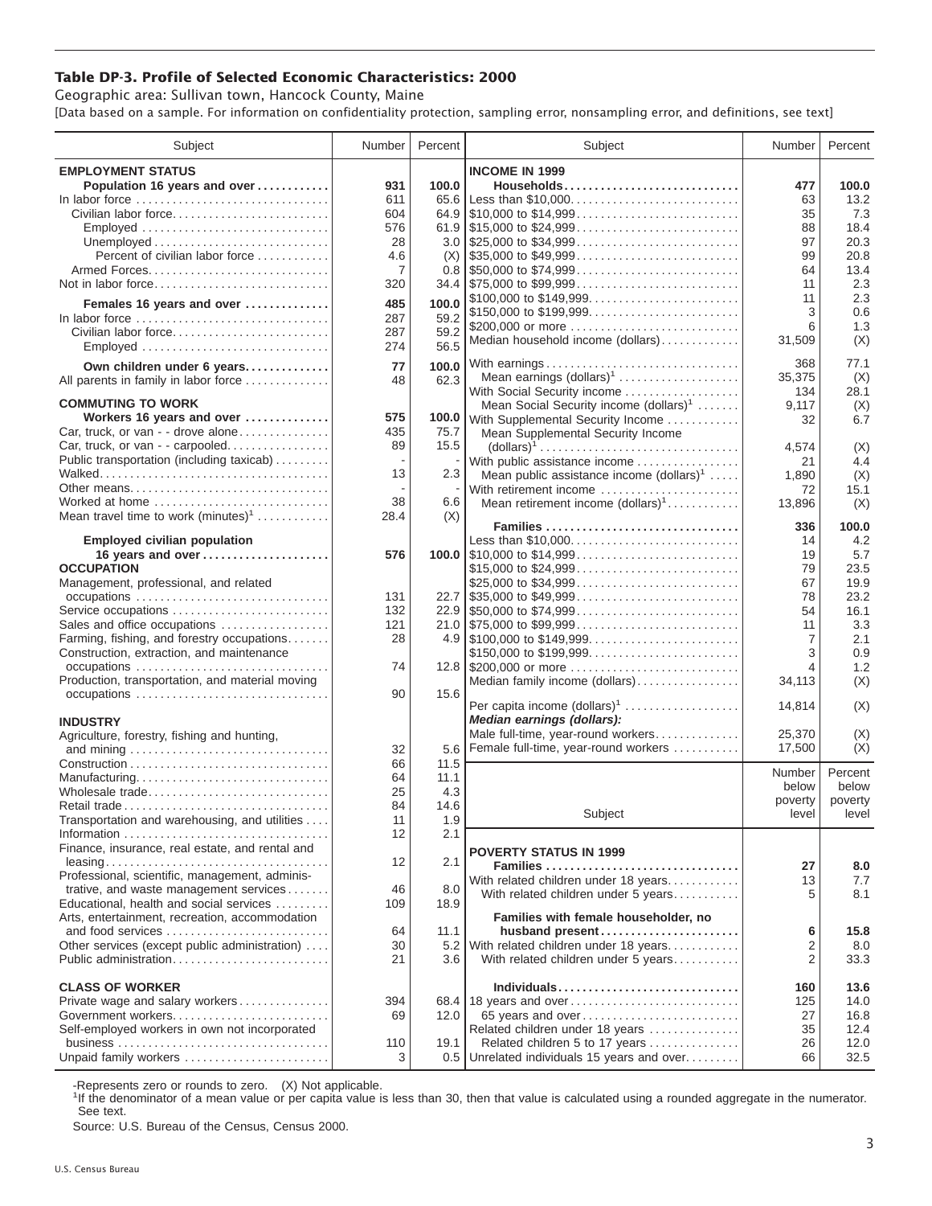# Table DP-3. Profile of Selected Economic Characteristics: 2000

Geographic area: Sullivan town, Hancock County, Maine

[Data based on a sample. For information on confidentiality protection, sampling error, nonsampling error, and definitions, see text]

| Subject | Number | Percent |
|---|---|---|
| **EMPLOYMENT STATUS** | | |
| **Population 16 years and over** | **931** | **100.0** |
| In labor force | 611 | 65.6 |
| Civilian labor force | 604 | 64.9 |
| Employed | 576 | 61.9 |
| Unemployed | 28 | 3.0 |
| Percent of civilian labor force | 4.6 | (X) |
| Armed Forces | 7 | 0.8 |
| Not in labor force | 320 | 34.4 |
| **Females 16 years and over** | **485** | **100.0** |
| In labor force | 287 | 59.2 |
| Civilian labor force | 287 | 59.2 |
| Employed | 274 | 56.5 |
| **Own children under 6 years** | **77** | **100.0** |
| All parents in family in labor force | 48 | 62.3 |
| **COMMUTING TO WORK** | | |
| **Workers 16 years and over** | **575** | **100.0** |
| Car, truck, or van - - drove alone | 435 | 75.7 |
| Car, truck, or van - - carpooled | 89 | 15.5 |
| Public transportation (including taxicab) | - | - |
| Walked | 13 | 2.3 |
| Other means | - | - |
| Worked at home | 38 | 6.6 |
| Mean travel time to work (minutes)[1] | 28.4 | (X) |
| **Employed civilian population 16 years and over** | **576** | **100.0** |
| **OCCUPATION** | | |
| Management, professional, and related occupations | 131 | 22.7 |
| Service occupations | 132 | 22.9 |
| Sales and office occupations | 121 | 21.0 |
| Farming, fishing, and forestry occupations | 28 | 4.9 |
| Construction, extraction, and maintenance occupations | 74 | 12.8 |
| Production, transportation, and material moving occupations | 90 | 15.6 |
| **INDUSTRY** | | |
| Agriculture, forestry, fishing and hunting, and mining | 32 | 5.6 |
| Construction | 66 | 11.5 |
| Manufacturing | 64 | 11.1 |
| Wholesale trade | 25 | 4.3 |
| Retail trade | 84 | 14.6 |
| Transportation and warehousing, and utilities | 11 | 1.9 |
| Information | 12 | 2.1 |
| Finance, insurance, real estate, and rental and leasing | 12 | 2.1 |
| Professional, scientific, management, administrative, and waste management services | 46 | 8.0 |
| Educational, health and social services | 109 | 18.9 |
| Arts, entertainment, recreation, accommodation and food services | 64 | 11.1 |
| Other services (except public administration) | 30 | 5.2 |
| Public administration | 21 | 3.6 |
| **CLASS OF WORKER** | | |
| Private wage and salary workers | 394 | 68.4 |
| Government workers | 69 | 12.0 |
| Self-employed workers in own not incorporated business | 110 | 19.1 |
| Unpaid family workers | 3 | 0.5 |

| Subject | Number | Percent |
|---|---|---|
| **INCOME IN 1999** | | |
| **Households** | **477** | **100.0** |
| Less than $10,000 | 63 | 13.2 |
| $10,000 to $14,999 | 35 | 7.3 |
| $15,000 to $24,999 | 88 | 18.4 |
| $25,000 to $34,999 | 97 | 20.3 |
| $35,000 to $49,999 | 99 | 20.8 |
| $50,000 to $74,999 | 64 | 13.4 |
| $75,000 to $99,999 | 11 | 2.3 |
| $100,000 to $149,999 | 11 | 2.3 |
| $150,000 to $199,999 | 3 | 0.6 |
| $200,000 or more | 6 | 1.3 |
| Median household income (dollars) | 31,509 | (X) |
| With earnings | 368 | 77.1 |
| Mean earnings (dollars)[1] | 35,375 | (X) |
| With Social Security income | 134 | 28.1 |
| Mean Social Security income (dollars)[1] | 9,117 | (X) |
| With Supplemental Security Income | 32 | 6.7 |
| Mean Supplemental Security Income (dollars)[1] | 4,574 | (X) |
| With public assistance income | 21 | 4.4 |
| Mean public assistance income (dollars)[1] | 1,890 | (X) |
| With retirement income | 72 | 15.1 |
| Mean retirement income (dollars)[1] | 13,896 | (X) |
| **Families** | **336** | **100.0** |
| Less than $10,000 | 14 | 4.2 |
| $10,000 to $14,999 | 19 | 5.7 |
| $15,000 to $24,999 | 79 | 23.5 |
| $25,000 to $34,999 | 67 | 19.9 |
| $35,000 to $49,999 | 78 | 23.2 |
| $50,000 to $74,999 | 54 | 16.1 |
| $75,000 to $99,999 | 11 | 3.3 |
| $100,000 to $149,999 | 7 | 2.1 |
| $150,000 to $199,999 | 3 | 0.9 |
| $200,000 or more | 4 | 1.2 |
| Median family income (dollars) | 34,113 | (X) |
| Per capita income (dollars)[1] | 14,814 | (X) |
| ***Median earnings (dollars):*** | | |
| Male full-time, year-round workers | 25,370 | (X) |
| Female full-time, year-round workers | 17,500 | (X) |

| Subject | Number below poverty level | Percent below poverty level |
|---|---|---|
| **POVERTY STATUS IN 1999** | | |
| **Families** | **27** | **8.0** |
| With related children under 18 years | 13 | 7.7 |
| With related children under 5 years | 5 | 8.1 |
| **Families with female householder, no husband present** | **6** | **15.8** |
| With related children under 18 years | 2 | 8.0 |
| With related children under 5 years | 2 | 33.3 |
| **Individuals** | **160** | **13.6** |
| 18 years and over | 125 | 14.0 |
| 65 years and over | 27 | 16.8 |
| Related children under 18 years | 35 | 12.4 |
| Related children 5 to 17 years | 26 | 12.0 |
| Unrelated individuals 15 years and over | 66 | 32.5 |

-Represents zero or rounds to zero. (X) Not applicable.

[1]If the denominator of a mean value or per capita value is less than 30, then that value is calculated using a rounded aggregate in the numerator. See text.

Source: U.S. Bureau of the Census, Census 2000.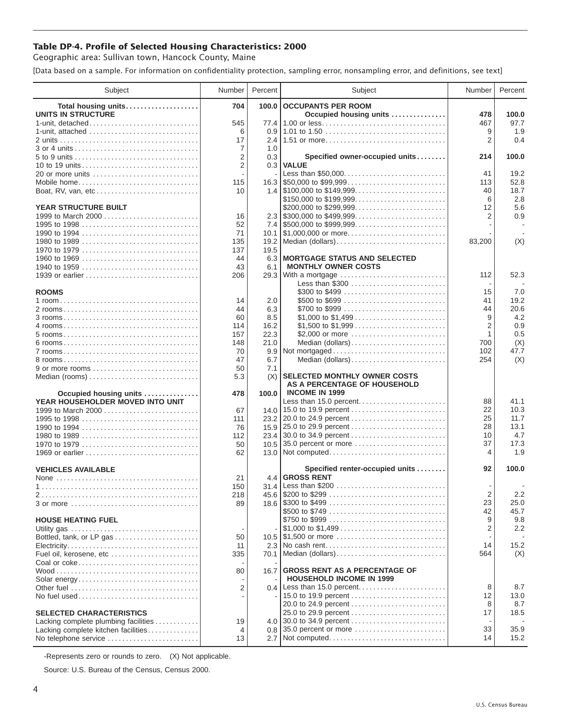# Table DP-4. Profile of Selected Housing Characteristics: 2000

Geographic area: Sullivan town, Hancock County, Maine

[Data based on a sample. For information on confidentiality protection, sampling error, nonsampling error, and definitions, see text]

| Subject | Number | Percent |
|---|---|---|
| **Total housing units** | **704** | **100.0** |
| **UNITS IN STRUCTURE** | | |
| 1-unit, detached | 545 | 77.4 |
| 1-unit, attached | 6 | 0.9 |
| 2 units | 17 | 2.4 |
| 3 or 4 units | 7 | 1.0 |
| 5 to 9 units | 2 | 0.3 |
| 10 to 19 units | 2 | 0.3 |
| 20 or more units | - | - |
| Mobile home | 115 | 16.3 |
| Boat, RV, van, etc | 10 | 1.4 |
| **YEAR STRUCTURE BUILT** | | |
| 1999 to March 2000 | 16 | 2.3 |
| 1995 to 1998 | 52 | 7.4 |
| 1990 to 1994 | 71 | 10.1 |
| 1980 to 1989 | 135 | 19.2 |
| 1970 to 1979 | 137 | 19.5 |
| 1960 to 1969 | 44 | 6.3 |
| 1940 to 1959 | 43 | 6.1 |
| 1939 or earlier | 206 | 29.3 |
| **ROOMS** | | |
| 1 room | 14 | 2.0 |
| 2 rooms | 44 | 6.3 |
| 3 rooms | 60 | 8.5 |
| 4 rooms | 114 | 16.2 |
| 5 rooms | 157 | 22.3 |
| 6 rooms | 148 | 21.0 |
| 7 rooms | 70 | 9.9 |
| 8 rooms | 47 | 6.7 |
| 9 or more rooms | 50 | 7.1 |
| Median (rooms) | 5.3 | (X) |
| **Occupied housing units** | **478** | **100.0** |
| **YEAR HOUSEHOLDER MOVED INTO UNIT** | | |
| 1999 to March 2000 | 67 | 14.0 |
| 1995 to 1998 | 111 | 23.2 |
| 1990 to 1994 | 76 | 15.9 |
| 1980 to 1989 | 112 | 23.4 |
| 1970 to 1979 | 50 | 10.5 |
| 1969 or earlier | 62 | 13.0 |
| **VEHICLES AVAILABLE** | | |
| None | 21 | 4.4 |
| 1 | 150 | 31.4 |
| 2 | 218 | 45.6 |
| 3 or more | 89 | 18.6 |
| **HOUSE HEATING FUEL** | | |
| Utility gas | - | - |
| Bottled, tank, or LP gas | 50 | 10.5 |
| Electricity | 11 | 2.3 |
| Fuel oil, kerosene, etc | 335 | 70.1 |
| Coal or coke | - | - |
| Wood | 80 | 16.7 |
| Solar energy | - | - |
| Other fuel | 2 | 0.4 |
| No fuel used | - | - |
| **SELECTED CHARACTERISTICS** | | |
| Lacking complete plumbing facilities | 19 | 4.0 |
| Lacking complete kitchen facilities | 4 | 0.8 |
| No telephone service | 13 | 2.7 |

| Subject | Number | Percent |
|---|---|---|
| **OCCUPANTS PER ROOM** | | |
| **Occupied housing units** | **478** | **100.0** |
| 1.00 or less | 467 | 97.7 |
| 1.01 to 1.50 | 9 | 1.9 |
| 1.51 or more | 2 | 0.4 |
| **Specified owner-occupied units** | **214** | **100.0** |
| **VALUE** | | |
| Less than $50,000 | 41 | 19.2 |
| $50,000 to $99,999 | 113 | 52.8 |
| $100,000 to $149,999 | 40 | 18.7 |
| $150,000 to $199,999 | 6 | 2.8 |
| $200,000 to $299,999 | 12 | 5.6 |
| $300,000 to $499,999 | 2 | 0.9 |
| $500,000 to $999,999 | - | - |
| $1,000,000 or more | - | - |
| Median (dollars) | 83,200 | (X) |
| **MORTGAGE STATUS AND SELECTED MONTHLY OWNER COSTS** | | |
| With a mortgage | 112 | 52.3 |
| Less than $300 | - | - |
| $300 to $499 | 15 | 7.0 |
| $500 to $699 | 41 | 19.2 |
| $700 to $999 | 44 | 20.6 |
| $1,000 to $1,499 | 9 | 4.2 |
| $1,500 to $1,999 | 2 | 0.9 |
| $2,000 or more | 1 | 0.5 |
| Median (dollars) | 700 | (X) |
| Not mortgaged | 102 | 47.7 |
| Median (dollars) | 254 | (X) |
| **SELECTED MONTHLY OWNER COSTS AS A PERCENTAGE OF HOUSEHOLD INCOME IN 1999** | | |
| Less than 15.0 percent | 88 | 41.1 |
| 15.0 to 19.9 percent | 22 | 10.3 |
| 20.0 to 24.9 percent | 25 | 11.7 |
| 25.0 to 29.9 percent | 28 | 13.1 |
| 30.0 to 34.9 percent | 10 | 4.7 |
| 35.0 percent or more | 37 | 17.3 |
| Not computed | 4 | 1.9 |
| **Specified renter-occupied units** | **92** | **100.0** |
| **GROSS RENT** | | |
| Less than $200 | - | - |
| $200 to $299 | 2 | 2.2 |
| $300 to $499 | 23 | 25.0 |
| $500 to $749 | 42 | 45.7 |
| $750 to $999 | 9 | 9.8 |
| $1,000 to $1,499 | 2 | 2.2 |
| $1,500 or more | - | - |
| No cash rent | 14 | 15.2 |
| Median (dollars) | 564 | (X) |
| **GROSS RENT AS A PERCENTAGE OF HOUSEHOLD INCOME IN 1999** | | |
| Less than 15.0 percent | 8 | 8.7 |
| 15.0 to 19.9 percent | 12 | 13.0 |
| 20.0 to 24.9 percent | 8 | 8.7 |
| 25.0 to 29.9 percent | 17 | 18.5 |
| 30.0 to 34.9 percent | - | - |
| 35.0 percent or more | 33 | 35.9 |
| Not computed | 14 | 15.2 |

-Represents zero or rounds to zero. (X) Not applicable.

Source: U.S. Bureau of the Census, Census 2000.